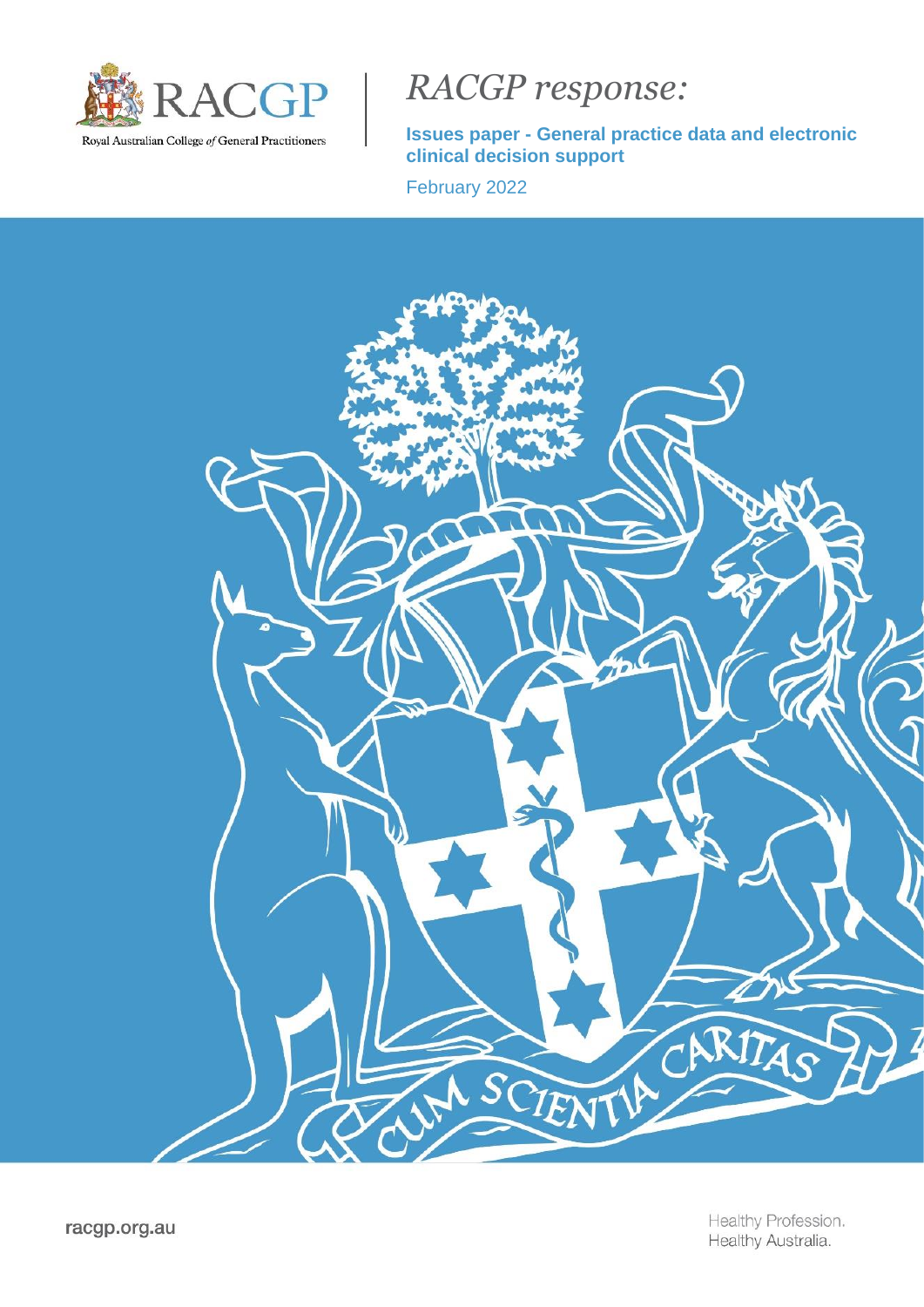RACGP

Royal Australian College *of* General Practitioners

# *RACGP response:*

**Issues paper - General practice data and electronic clinical decision support**

February 2022

racgp.org.au

Healthy Profession.
Healthy Australia.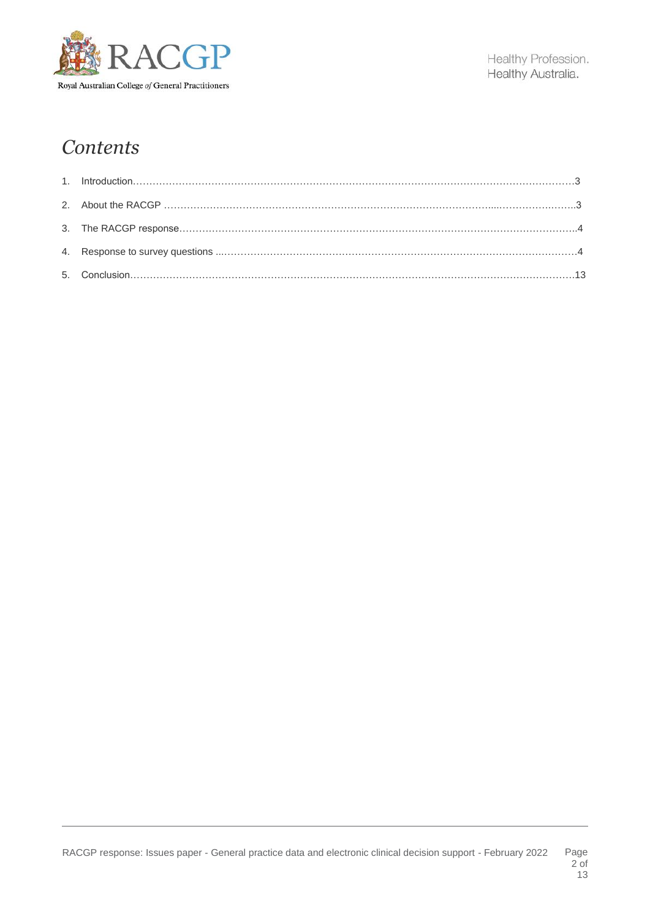# *Contents*

1. Introduction……………………………………………………………………………………………………………………3
2. About the RACGP …………………………………………………………………………………...……………….……..3
3. The RACGP response………………………………………………………………………………………………………..4
4. Response to survey questions ...………………………………………………………………………………………….4
5. Conclusion…………………………………………………………………………………………………………………….13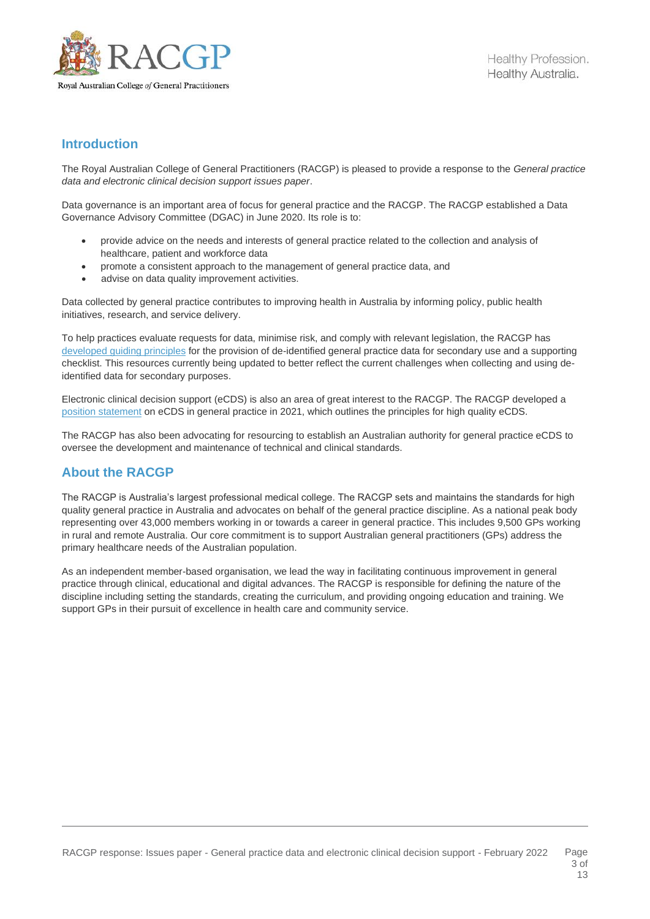## Introduction

The Royal Australian College of General Practitioners (RACGP) is pleased to provide a response to the *General practice data and electronic clinical decision support issues paper*.

Data governance is an important area of focus for general practice and the RACGP. The RACGP established a Data Governance Advisory Committee (DGAC) in June 2020. Its role is to:

- provide advice on the needs and interests of general practice related to the collection and analysis of healthcare, patient and workforce data
- promote a consistent approach to the management of general practice data, and
- advise on data quality improvement activities.

Data collected by general practice contributes to improving health in Australia by informing policy, public health initiatives, research, and service delivery.

To help practices evaluate requests for data, minimise risk, and comply with relevant legislation, the RACGP has developed guiding principles for the provision of de-identified general practice data for secondary use and a supporting checklist. This resources currently being updated to better reflect the current challenges when collecting and using de-identified data for secondary purposes.

Electronic clinical decision support (eCDS) is also an area of great interest to the RACGP. The RACGP developed a position statement on eCDS in general practice in 2021, which outlines the principles for high quality eCDS.

The RACGP has also been advocating for resourcing to establish an Australian authority for general practice eCDS to oversee the development and maintenance of technical and clinical standards.

## About the RACGP

The RACGP is Australia's largest professional medical college. The RACGP sets and maintains the standards for high quality general practice in Australia and advocates on behalf of the general practice discipline. As a national peak body representing over 43,000 members working in or towards a career in general practice. This includes 9,500 GPs working in rural and remote Australia. Our core commitment is to support Australian general practitioners (GPs) address the primary healthcare needs of the Australian population.

As an independent member-based organisation, we lead the way in facilitating continuous improvement in general practice through clinical, educational and digital advances. The RACGP is responsible for defining the nature of the discipline including setting the standards, creating the curriculum, and providing ongoing education and training. We support GPs in their pursuit of excellence in health care and community service.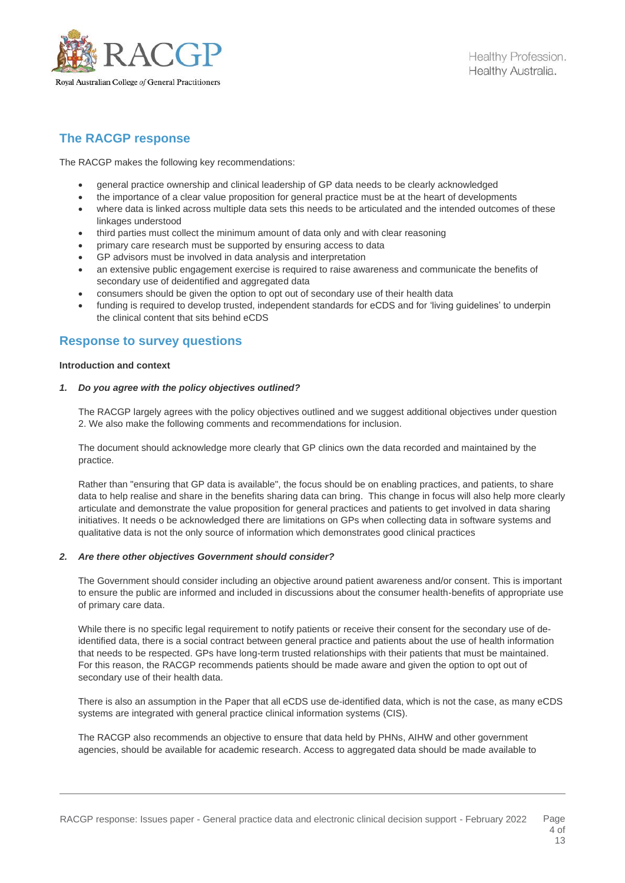## The RACGP response

The RACGP makes the following key recommendations:

- general practice ownership and clinical leadership of GP data needs to be clearly acknowledged
- the importance of a clear value proposition for general practice must be at the heart of developments
- where data is linked across multiple data sets this needs to be articulated and the intended outcomes of these linkages understood
- third parties must collect the minimum amount of data only and with clear reasoning
- primary care research must be supported by ensuring access to data
- GP advisors must be involved in data analysis and interpretation
- an extensive public engagement exercise is required to raise awareness and communicate the benefits of secondary use of deidentified and aggregated data
- consumers should be given the option to opt out of secondary use of their health data
- funding is required to develop trusted, independent standards for eCDS and for 'living guidelines' to underpin the clinical content that sits behind eCDS

## Response to survey questions

**Introduction and context**

***1. Do you agree with the policy objectives outlined?***

The RACGP largely agrees with the policy objectives outlined and we suggest additional objectives under question 2. We also make the following comments and recommendations for inclusion.

The document should acknowledge more clearly that GP clinics own the data recorded and maintained by the practice.

Rather than "ensuring that GP data is available", the focus should be on enabling practices, and patients, to share data to help realise and share in the benefits sharing data can bring. This change in focus will also help more clearly articulate and demonstrate the value proposition for general practices and patients to get involved in data sharing initiatives. It needs o be acknowledged there are limitations on GPs when collecting data in software systems and qualitative data is not the only source of information which demonstrates good clinical practices

***2. Are there other objectives Government should consider?***

The Government should consider including an objective around patient awareness and/or consent. This is important to ensure the public are informed and included in discussions about the consumer health-benefits of appropriate use of primary care data.

While there is no specific legal requirement to notify patients or receive their consent for the secondary use of de-identified data, there is a social contract between general practice and patients about the use of health information that needs to be respected. GPs have long-term trusted relationships with their patients that must be maintained. For this reason, the RACGP recommends patients should be made aware and given the option to opt out of secondary use of their health data.

There is also an assumption in the Paper that all eCDS use de-identified data, which is not the case, as many eCDS systems are integrated with general practice clinical information systems (CIS).

The RACGP also recommends an objective to ensure that data held by PHNs, AIHW and other government agencies, should be available for academic research. Access to aggregated data should be made available to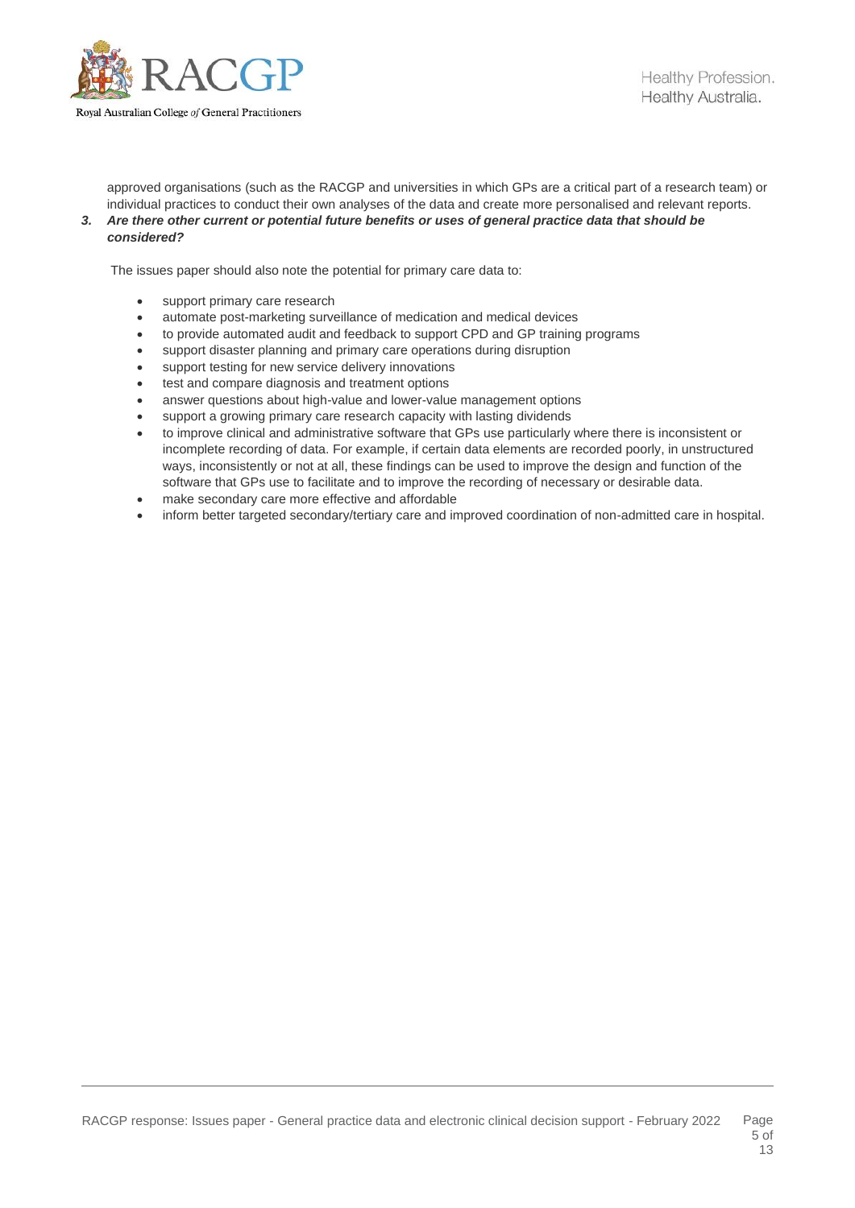approved organisations (such as the RACGP and universities in which GPs are a critical part of a research team) or individual practices to conduct their own analyses of the data and create more personalised and relevant reports.

***3. Are there other current or potential future benefits or uses of general practice data that should be considered?***

The issues paper should also note the potential for primary care data to:

- support primary care research
- automate post-marketing surveillance of medication and medical devices
- to provide automated audit and feedback to support CPD and GP training programs
- support disaster planning and primary care operations during disruption
- support testing for new service delivery innovations
- test and compare diagnosis and treatment options
- answer questions about high-value and lower-value management options
- support a growing primary care research capacity with lasting dividends
- to improve clinical and administrative software that GPs use particularly where there is inconsistent or incomplete recording of data. For example, if certain data elements are recorded poorly, in unstructured ways, inconsistently or not at all, these findings can be used to improve the design and function of the software that GPs use to facilitate and to improve the recording of necessary or desirable data.
- make secondary care more effective and affordable
- inform better targeted secondary/tertiary care and improved coordination of non-admitted care in hospital.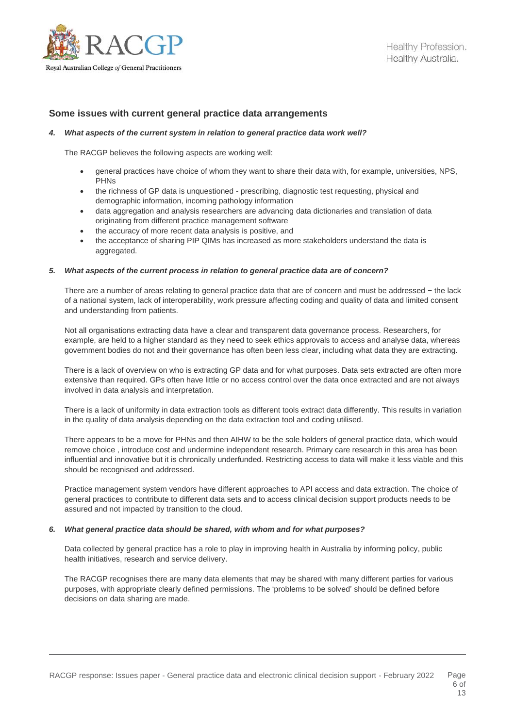## Some issues with current general practice data arrangements

### *4. What aspects of the current system in relation to general practice data work well?*

The RACGP believes the following aspects are working well:

- general practices have choice of whom they want to share their data with, for example, universities, NPS, PHNs
- the richness of GP data is unquestioned - prescribing, diagnostic test requesting, physical and demographic information, incoming pathology information
- data aggregation and analysis researchers are advancing data dictionaries and translation of data originating from different practice management software
- the accuracy of more recent data analysis is positive, and
- the acceptance of sharing PIP QIMs has increased as more stakeholders understand the data is aggregated.

### *5. What aspects of the current process in relation to general practice data are of concern?*

There are a number of areas relating to general practice data that are of concern and must be addressed − the lack of a national system, lack of interoperability, work pressure affecting coding and quality of data and limited consent and understanding from patients.

Not all organisations extracting data have a clear and transparent data governance process. Researchers, for example, are held to a higher standard as they need to seek ethics approvals to access and analyse data, whereas government bodies do not and their governance has often been less clear, including what data they are extracting.

There is a lack of overview on who is extracting GP data and for what purposes. Data sets extracted are often more extensive than required. GPs often have little or no access control over the data once extracted and are not always involved in data analysis and interpretation.

There is a lack of uniformity in data extraction tools as different tools extract data differently. This results in variation in the quality of data analysis depending on the data extraction tool and coding utilised.

There appears to be a move for PHNs and then AIHW to be the sole holders of general practice data, which would remove choice , introduce cost and undermine independent research. Primary care research in this area has been influential and innovative but it is chronically underfunded. Restricting access to data will make it less viable and this should be recognised and addressed.

Practice management system vendors have different approaches to API access and data extraction. The choice of general practices to contribute to different data sets and to access clinical decision support products needs to be assured and not impacted by transition to the cloud.

### *6. What general practice data should be shared, with whom and for what purposes?*

Data collected by general practice has a role to play in improving health in Australia by informing policy, public health initiatives, research and service delivery.

The RACGP recognises there are many data elements that may be shared with many different parties for various purposes, with appropriate clearly defined permissions. The 'problems to be solved' should be defined before decisions on data sharing are made.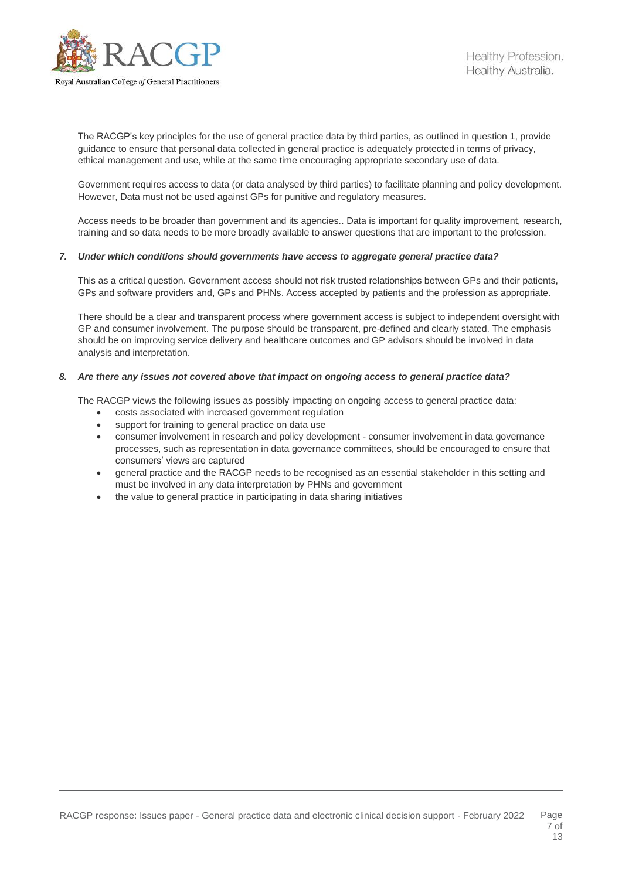The RACGP's key principles for the use of general practice data by third parties, as outlined in question 1, provide guidance to ensure that personal data collected in general practice is adequately protected in terms of privacy, ethical management and use, while at the same time encouraging appropriate secondary use of data.

Government requires access to data (or data analysed by third parties) to facilitate planning and policy development. However, Data must not be used against GPs for punitive and regulatory measures.

Access needs to be broader than government and its agencies.. Data is important for quality improvement, research, training and so data needs to be more broadly available to answer questions that are important to the profession.

### *7. Under which conditions should governments have access to aggregate general practice data?*

This as a critical question. Government access should not risk trusted relationships between GPs and their patients, GPs and software providers and, GPs and PHNs. Access accepted by patients and the profession as appropriate.

There should be a clear and transparent process where government access is subject to independent oversight with GP and consumer involvement. The purpose should be transparent, pre-defined and clearly stated. The emphasis should be on improving service delivery and healthcare outcomes and GP advisors should be involved in data analysis and interpretation.

### *8. Are there any issues not covered above that impact on ongoing access to general practice data?*

The RACGP views the following issues as possibly impacting on ongoing access to general practice data:

- costs associated with increased government regulation
- support for training to general practice on data use
- consumer involvement in research and policy development - consumer involvement in data governance processes, such as representation in data governance committees, should be encouraged to ensure that consumers' views are captured
- general practice and the RACGP needs to be recognised as an essential stakeholder in this setting and must be involved in any data interpretation by PHNs and government
- the value to general practice in participating in data sharing initiatives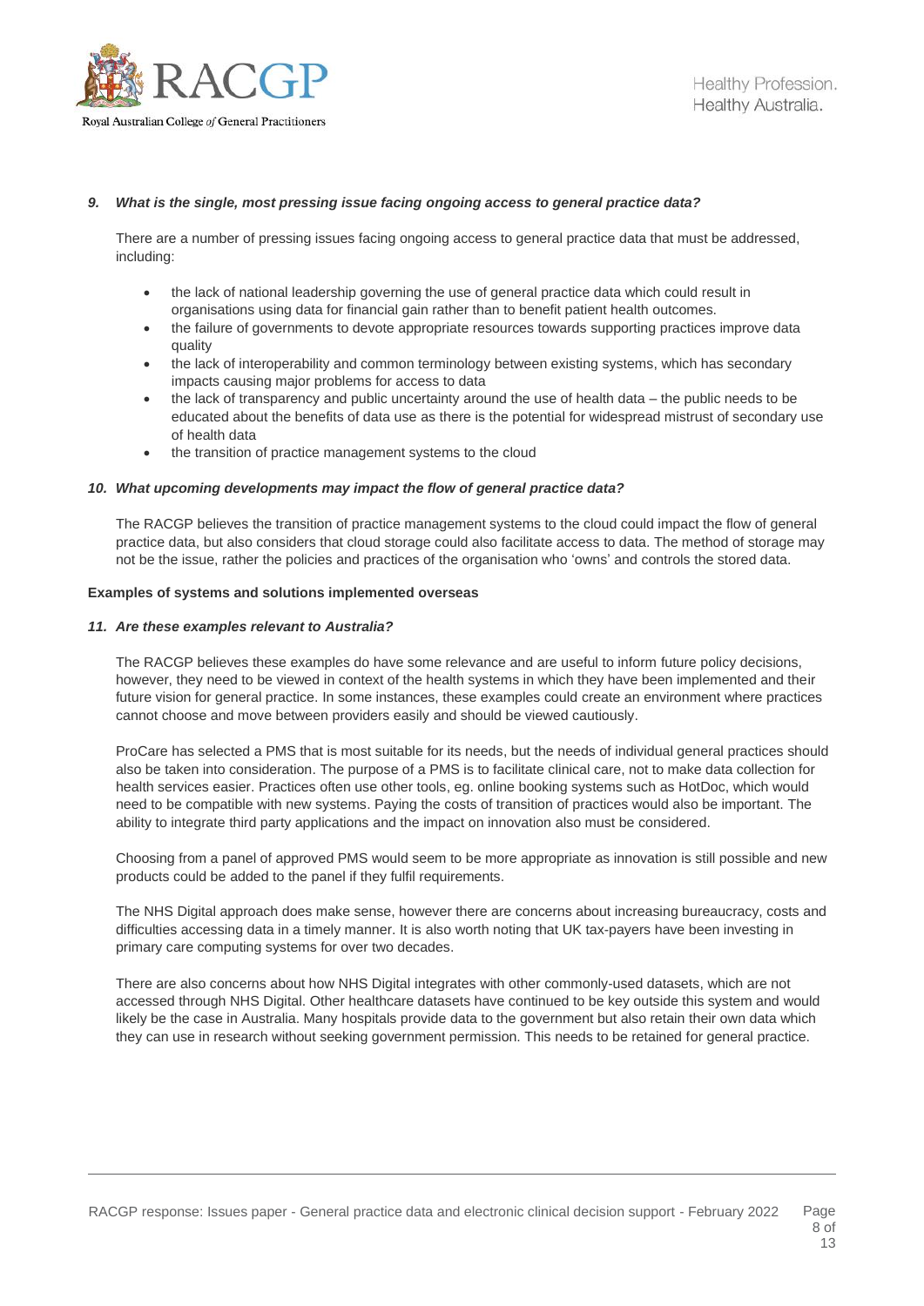### *9. What is the single, most pressing issue facing ongoing access to general practice data?*

There are a number of pressing issues facing ongoing access to general practice data that must be addressed, including:

- the lack of national leadership governing the use of general practice data which could result in organisations using data for financial gain rather than to benefit patient health outcomes.
- the failure of governments to devote appropriate resources towards supporting practices improve data quality
- the lack of interoperability and common terminology between existing systems, which has secondary impacts causing major problems for access to data
- the lack of transparency and public uncertainty around the use of health data – the public needs to be educated about the benefits of data use as there is the potential for widespread mistrust of secondary use of health data
- the transition of practice management systems to the cloud

### *10. What upcoming developments may impact the flow of general practice data?*

The RACGP believes the transition of practice management systems to the cloud could impact the flow of general practice data, but also considers that cloud storage could also facilitate access to data. The method of storage may not be the issue, rather the policies and practices of the organisation who 'owns' and controls the stored data.

## Examples of systems and solutions implemented overseas

### *11. Are these examples relevant to Australia?*

The RACGP believes these examples do have some relevance and are useful to inform future policy decisions, however, they need to be viewed in context of the health systems in which they have been implemented and their future vision for general practice. In some instances, these examples could create an environment where practices cannot choose and move between providers easily and should be viewed cautiously.

ProCare has selected a PMS that is most suitable for its needs, but the needs of individual general practices should also be taken into consideration. The purpose of a PMS is to facilitate clinical care, not to make data collection for health services easier. Practices often use other tools, eg. online booking systems such as HotDoc, which would need to be compatible with new systems. Paying the costs of transition of practices would also be important. The ability to integrate third party applications and the impact on innovation also must be considered.

Choosing from a panel of approved PMS would seem to be more appropriate as innovation is still possible and new products could be added to the panel if they fulfil requirements.

The NHS Digital approach does make sense, however there are concerns about increasing bureaucracy, costs and difficulties accessing data in a timely manner. It is also worth noting that UK tax-payers have been investing in primary care computing systems for over two decades.

There are also concerns about how NHS Digital integrates with other commonly-used datasets, which are not accessed through NHS Digital. Other healthcare datasets have continued to be key outside this system and would likely be the case in Australia. Many hospitals provide data to the government but also retain their own data which they can use in research without seeking government permission. This needs to be retained for general practice.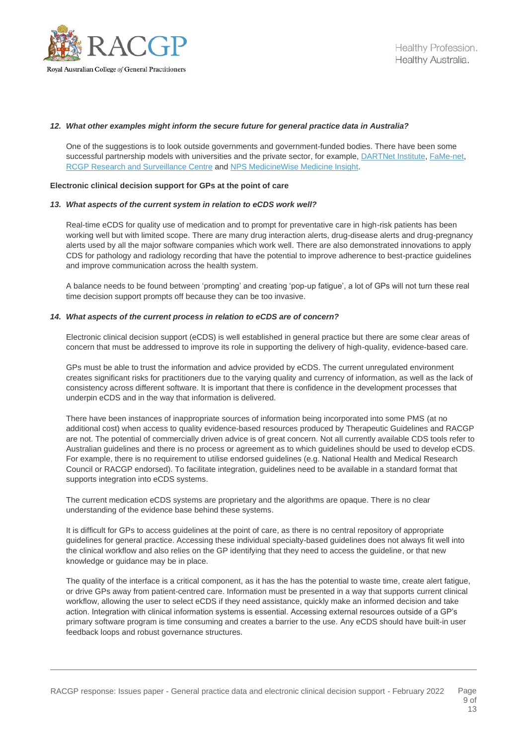*12. What other examples might inform the secure future for general practice data in Australia?*

One of the suggestions is to look outside governments and government-funded bodies. There have been some successful partnership models with universities and the private sector, for example, DARTNet Institute, FaMe-net, RCGP Research and Surveillance Centre and NPS MedicineWise Medicine Insight.

**Electronic clinical decision support for GPs at the point of care**

*13. What aspects of the current system in relation to eCDS work well?*

Real-time eCDS for quality use of medication and to prompt for preventative care in high-risk patients has been working well but with limited scope. There are many drug interaction alerts, drug-disease alerts and drug-pregnancy alerts used by all the major software companies which work well. There are also demonstrated innovations to apply CDS for pathology and radiology recording that have the potential to improve adherence to best-practice guidelines and improve communication across the health system.

A balance needs to be found between 'prompting' and creating 'pop-up fatigue', a lot of GPs will not turn these real time decision support prompts off because they can be too invasive.

*14. What aspects of the current process in relation to eCDS are of concern?*

Electronic clinical decision support (eCDS) is well established in general practice but there are some clear areas of concern that must be addressed to improve its role in supporting the delivery of high-quality, evidence-based care.

GPs must be able to trust the information and advice provided by eCDS. The current unregulated environment creates significant risks for practitioners due to the varying quality and currency of information, as well as the lack of consistency across different software. It is important that there is confidence in the development processes that underpin eCDS and in the way that information is delivered.

There have been instances of inappropriate sources of information being incorporated into some PMS (at no additional cost) when access to quality evidence-based resources produced by Therapeutic Guidelines and RACGP are not. The potential of commercially driven advice is of great concern. Not all currently available CDS tools refer to Australian guidelines and there is no process or agreement as to which guidelines should be used to develop eCDS. For example, there is no requirement to utilise endorsed guidelines (e.g. National Health and Medical Research Council or RACGP endorsed). To facilitate integration, guidelines need to be available in a standard format that supports integration into eCDS systems.

The current medication eCDS systems are proprietary and the algorithms are opaque. There is no clear understanding of the evidence base behind these systems.

It is difficult for GPs to access guidelines at the point of care, as there is no central repository of appropriate guidelines for general practice. Accessing these individual specialty-based guidelines does not always fit well into the clinical workflow and also relies on the GP identifying that they need to access the guideline, or that new knowledge or guidance may be in place.

The quality of the interface is a critical component, as it has the has the potential to waste time, create alert fatigue, or drive GPs away from patient-centred care. Information must be presented in a way that supports current clinical workflow, allowing the user to select eCDS if they need assistance, quickly make an informed decision and take action. Integration with clinical information systems is essential. Accessing external resources outside of a GP's primary software program is time consuming and creates a barrier to the use. Any eCDS should have built-in user feedback loops and robust governance structures.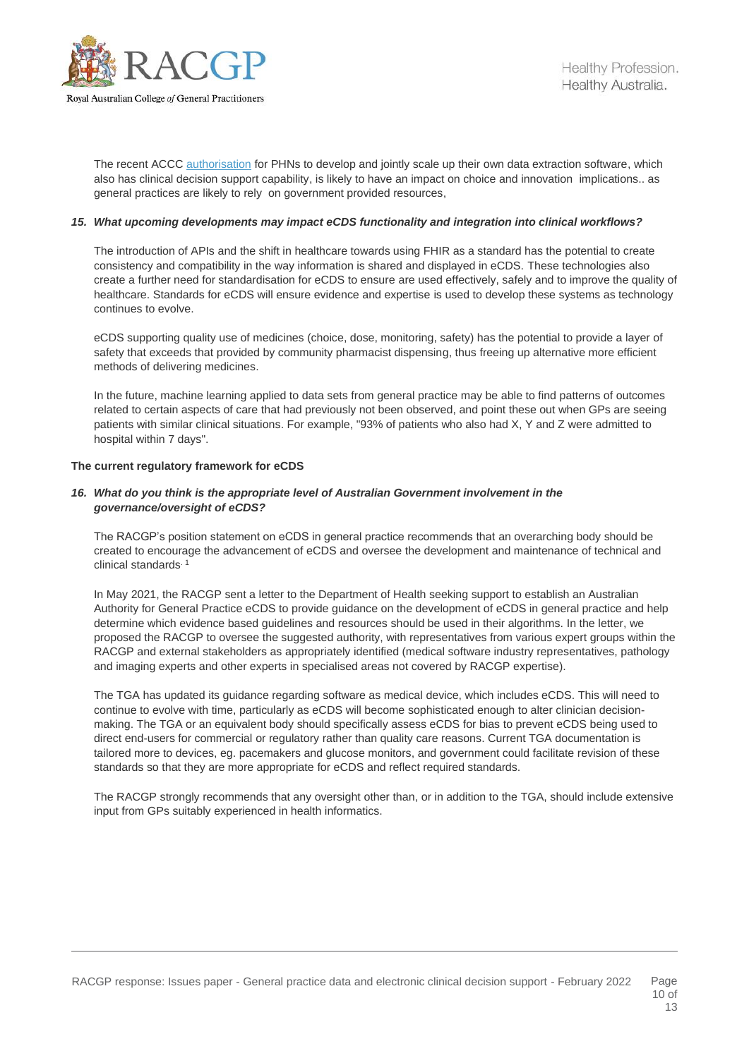The recent ACCC [authorisation](authorisation) for PHNs to develop and jointly scale up their own data extraction software, which also has clinical decision support capability, is likely to have an impact on choice and innovation implications.. as general practices are likely to rely on government provided resources,

***15. What upcoming developments may impact eCDS functionality and integration into clinical workflows?***

The introduction of APIs and the shift in healthcare towards using FHIR as a standard has the potential to create consistency and compatibility in the way information is shared and displayed in eCDS. These technologies also create a further need for standardisation for eCDS to ensure are used effectively, safely and to improve the quality of healthcare. Standards for eCDS will ensure evidence and expertise is used to develop these systems as technology continues to evolve.

eCDS supporting quality use of medicines (choice, dose, monitoring, safety) has the potential to provide a layer of safety that exceeds that provided by community pharmacist dispensing, thus freeing up alternative more efficient methods of delivering medicines.

In the future, machine learning applied to data sets from general practice may be able to find patterns of outcomes related to certain aspects of care that had previously not been observed, and point these out when GPs are seeing patients with similar clinical situations. For example, "93% of patients who also had X, Y and Z were admitted to hospital within 7 days".

**The current regulatory framework for eCDS**

***16. What do you think is the appropriate level of Australian Government involvement in the governance/oversight of eCDS?***

The RACGP's position statement on eCDS in general practice recommends that an overarching body should be created to encourage the advancement of eCDS and oversee the development and maintenance of technical and clinical standards.[1]

In May 2021, the RACGP sent a letter to the Department of Health seeking support to establish an Australian Authority for General Practice eCDS to provide guidance on the development of eCDS in general practice and help determine which evidence based guidelines and resources should be used in their algorithms. In the letter, we proposed the RACGP to oversee the suggested authority, with representatives from various expert groups within the RACGP and external stakeholders as appropriately identified (medical software industry representatives, pathology and imaging experts and other experts in specialised areas not covered by RACGP expertise).

The TGA has updated its guidance regarding software as medical device, which includes eCDS. This will need to continue to evolve with time, particularly as eCDS will become sophisticated enough to alter clinician decision-making. The TGA or an equivalent body should specifically assess eCDS for bias to prevent eCDS being used to direct end-users for commercial or regulatory rather than quality care reasons. Current TGA documentation is tailored more to devices, eg. pacemakers and glucose monitors, and government could facilitate revision of these standards so that they are more appropriate for eCDS and reflect required standards.

The RACGP strongly recommends that any oversight other than, or in addition to the TGA, should include extensive input from GPs suitably experienced in health informatics.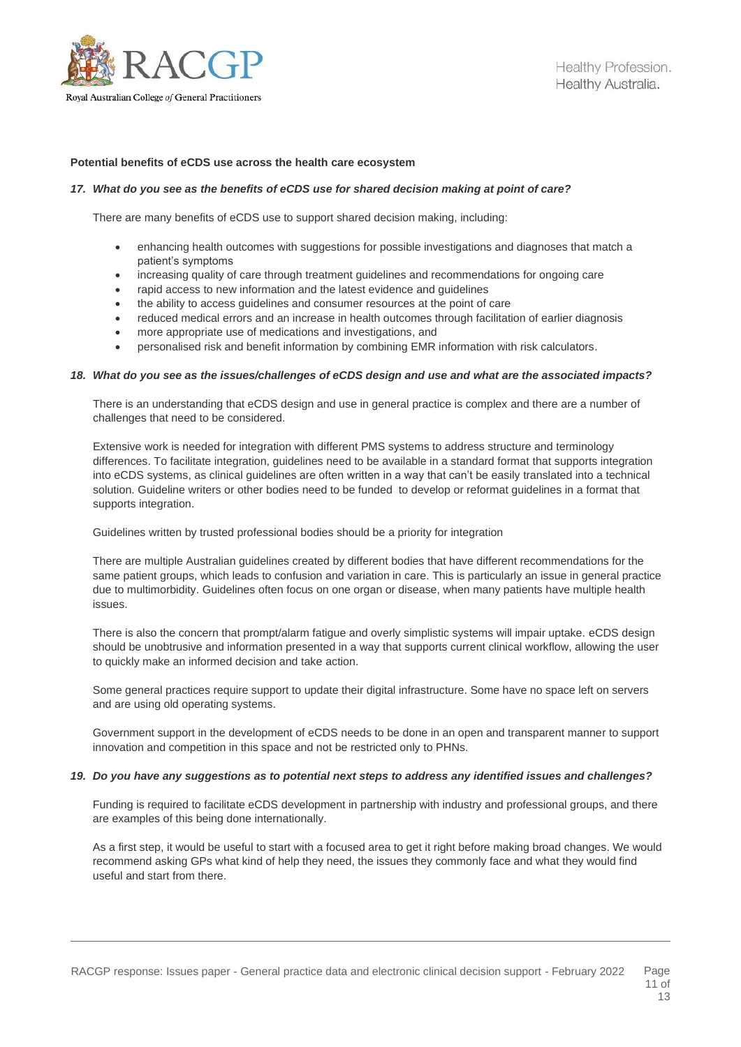**Potential benefits of eCDS use across the health care ecosystem**

***17. What do you see as the benefits of eCDS use for shared decision making at point of care?***

There are many benefits of eCDS use to support shared decision making, including:

- enhancing health outcomes with suggestions for possible investigations and diagnoses that match a patient's symptoms
- increasing quality of care through treatment guidelines and recommendations for ongoing care
- rapid access to new information and the latest evidence and guidelines
- the ability to access guidelines and consumer resources at the point of care
- reduced medical errors and an increase in health outcomes through facilitation of earlier diagnosis
- more appropriate use of medications and investigations, and
- personalised risk and benefit information by combining EMR information with risk calculators.

***18. What do you see as the issues/challenges of eCDS design and use and what are the associated impacts?***

There is an understanding that eCDS design and use in general practice is complex and there are a number of challenges that need to be considered.

Extensive work is needed for integration with different PMS systems to address structure and terminology differences. To facilitate integration, guidelines need to be available in a standard format that supports integration into eCDS systems, as clinical guidelines are often written in a way that can't be easily translated into a technical solution. Guideline writers or other bodies need to be funded to develop or reformat guidelines in a format that supports integration.

Guidelines written by trusted professional bodies should be a priority for integration

There are multiple Australian guidelines created by different bodies that have different recommendations for the same patient groups, which leads to confusion and variation in care. This is particularly an issue in general practice due to multimorbidity. Guidelines often focus on one organ or disease, when many patients have multiple health issues.

There is also the concern that prompt/alarm fatigue and overly simplistic systems will impair uptake. eCDS design should be unobtrusive and information presented in a way that supports current clinical workflow, allowing the user to quickly make an informed decision and take action.

Some general practices require support to update their digital infrastructure. Some have no space left on servers and are using old operating systems.

Government support in the development of eCDS needs to be done in an open and transparent manner to support innovation and competition in this space and not be restricted only to PHNs.

***19. Do you have any suggestions as to potential next steps to address any identified issues and challenges?***

Funding is required to facilitate eCDS development in partnership with industry and professional groups, and there are examples of this being done internationally.

As a first step, it would be useful to start with a focused area to get it right before making broad changes. We would recommend asking GPs what kind of help they need, the issues they commonly face and what they would find useful and start from there.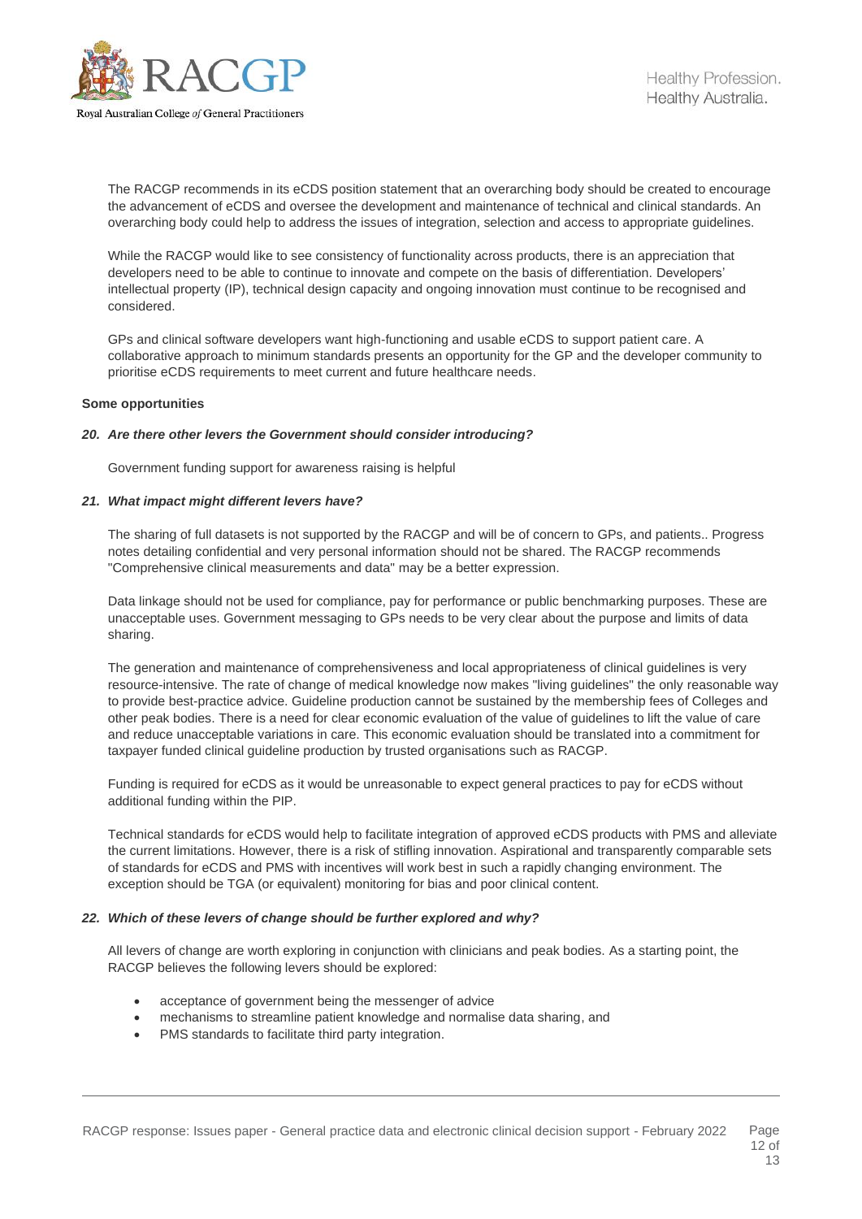The RACGP recommends in its eCDS position statement that an overarching body should be created to encourage the advancement of eCDS and oversee the development and maintenance of technical and clinical standards. An overarching body could help to address the issues of integration, selection and access to appropriate guidelines.

While the RACGP would like to see consistency of functionality across products, there is an appreciation that developers need to be able to continue to innovate and compete on the basis of differentiation. Developers' intellectual property (IP), technical design capacity and ongoing innovation must continue to be recognised and considered.

GPs and clinical software developers want high-functioning and usable eCDS to support patient care. A collaborative approach to minimum standards presents an opportunity for the GP and the developer community to prioritise eCDS requirements to meet current and future healthcare needs.

**Some opportunities**

***20. Are there other levers the Government should consider introducing?***

Government funding support for awareness raising is helpful

***21. What impact might different levers have?***

The sharing of full datasets is not supported by the RACGP and will be of concern to GPs, and patients.. Progress notes detailing confidential and very personal information should not be shared. The RACGP recommends "Comprehensive clinical measurements and data" may be a better expression.

Data linkage should not be used for compliance, pay for performance or public benchmarking purposes. These are unacceptable uses. Government messaging to GPs needs to be very clear about the purpose and limits of data sharing.

The generation and maintenance of comprehensiveness and local appropriateness of clinical guidelines is very resource-intensive. The rate of change of medical knowledge now makes "living guidelines" the only reasonable way to provide best-practice advice. Guideline production cannot be sustained by the membership fees of Colleges and other peak bodies. There is a need for clear economic evaluation of the value of guidelines to lift the value of care and reduce unacceptable variations in care. This economic evaluation should be translated into a commitment for taxpayer funded clinical guideline production by trusted organisations such as RACGP.

Funding is required for eCDS as it would be unreasonable to expect general practices to pay for eCDS without additional funding within the PIP.

Technical standards for eCDS would help to facilitate integration of approved eCDS products with PMS and alleviate the current limitations. However, there is a risk of stifling innovation. Aspirational and transparently comparable sets of standards for eCDS and PMS with incentives will work best in such a rapidly changing environment. The exception should be TGA (or equivalent) monitoring for bias and poor clinical content.

***22. Which of these levers of change should be further explored and why?***

All levers of change are worth exploring in conjunction with clinicians and peak bodies. As a starting point, the RACGP believes the following levers should be explored:

- acceptance of government being the messenger of advice
- mechanisms to streamline patient knowledge and normalise data sharing, and
- PMS standards to facilitate third party integration.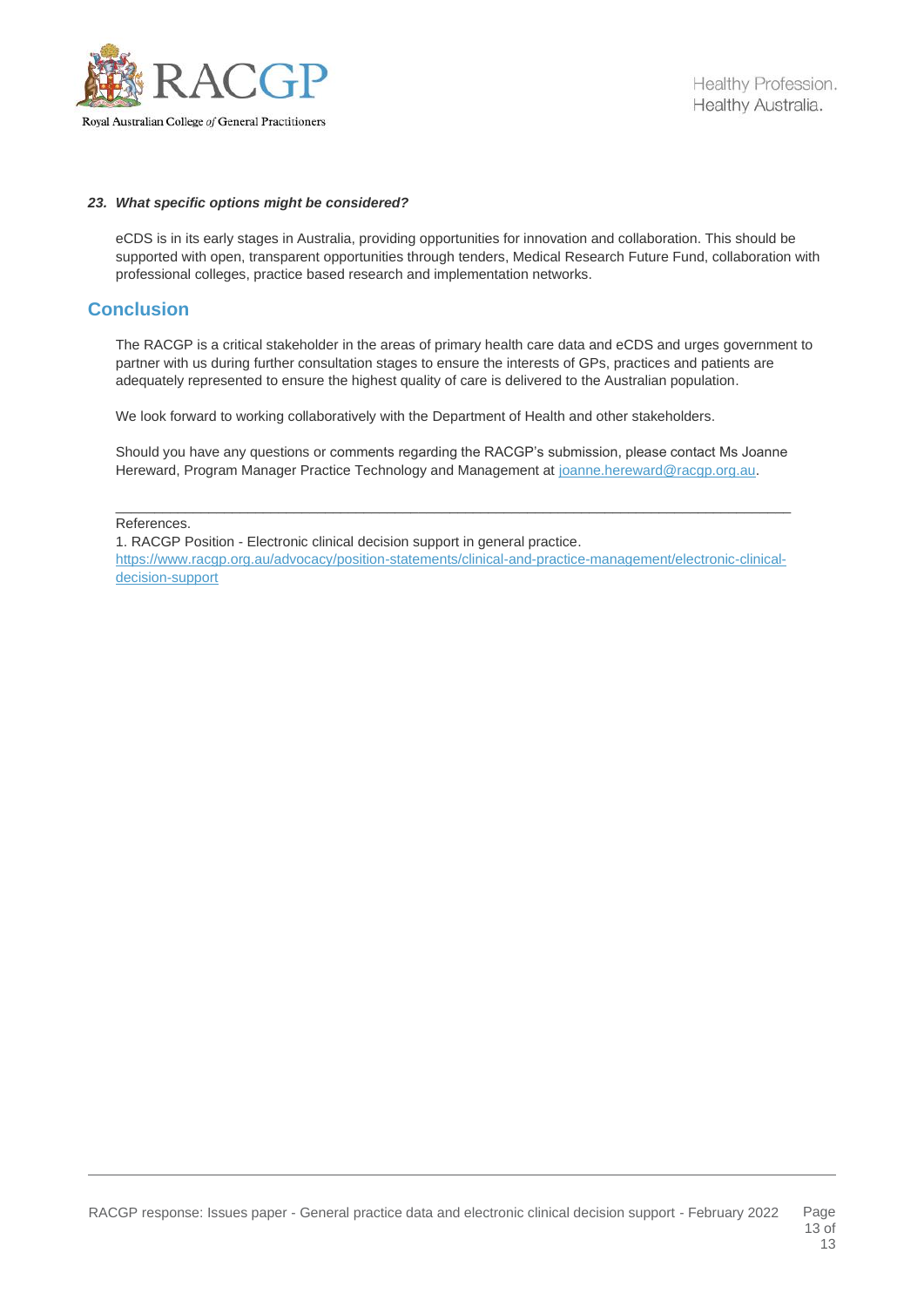*23. What specific options might be considered?*

eCDS is in its early stages in Australia, providing opportunities for innovation and collaboration. This should be supported with open, transparent opportunities through tenders, Medical Research Future Fund, collaboration with professional colleges, practice based research and implementation networks.

## Conclusion

The RACGP is a critical stakeholder in the areas of primary health care data and eCDS and urges government to partner with us during further consultation stages to ensure the interests of GPs, practices and patients are adequately represented to ensure the highest quality of care is delivered to the Australian population.

We look forward to working collaboratively with the Department of Health and other stakeholders.

Should you have any questions or comments regarding the RACGP's submission, please contact Ms Joanne Hereward, Program Manager Practice Technology and Management at joanne.hereward@racgp.org.au.

---

References.

1. RACGP Position - Electronic clinical decision support in general practice. https://www.racgp.org.au/advocacy/position-statements/clinical-and-practice-management/electronic-clinical-decision-support